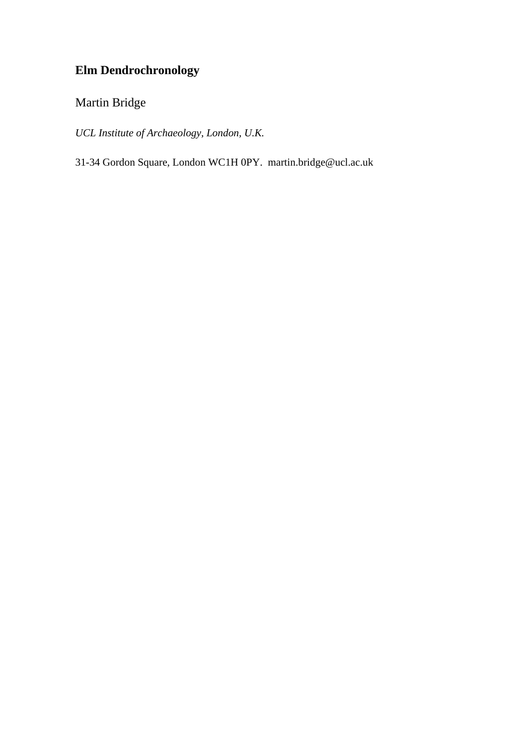# Elm Dendrochronology

Martin Bridge

*UCL Institute of Archaeology, London, U.K.*

31-34 Gordon Square, London WC1H 0PY. martin.bridge@ucl.ac.uk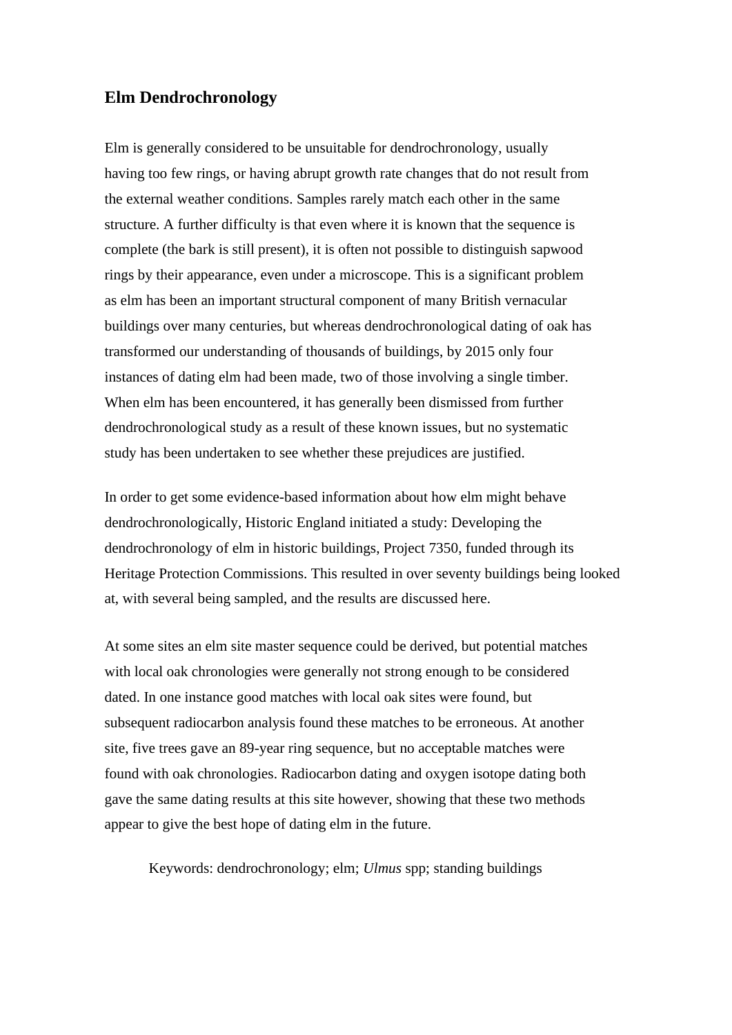## Elm Dendrochronology

Elm is generally considered to be unsuitable for dendrochronology, usually having too few rings, or having abrupt growth rate changes that do not result from the external weather conditions. Samples rarely match each other in the same structure. A further difficulty is that even where it is known that the sequence is complete (the bark is still present), it is often not possible to distinguish sapwood rings by their appearance, even under a microscope. This is a significant problem as elm has been an important structural component of many British vernacular buildings over many centuries, but whereas dendrochronological dating of oak has transformed our understanding of thousands of buildings, by 2015 only four instances of dating elm had been made, two of those involving a single timber. When elm has been encountered, it has generally been dismissed from further dendrochronological study as a result of these known issues, but no systematic study has been undertaken to see whether these prejudices are justified.

In order to get some evidence-based information about how elm might behave dendrochronologically, Historic England initiated a study: Developing the dendrochronology of elm in historic buildings, Project 7350, funded through its Heritage Protection Commissions. This resulted in over seventy buildings being looked at, with several being sampled, and the results are discussed here.

At some sites an elm site master sequence could be derived, but potential matches with local oak chronologies were generally not strong enough to be considered dated. In one instance good matches with local oak sites were found, but subsequent radiocarbon analysis found these matches to be erroneous. At another site, five trees gave an 89-year ring sequence, but no acceptable matches were found with oak chronologies. Radiocarbon dating and oxygen isotope dating both gave the same dating results at this site however, showing that these two methods appear to give the best hope of dating elm in the future.

Keywords: dendrochronology; elm; *Ulmus* spp; standing buildings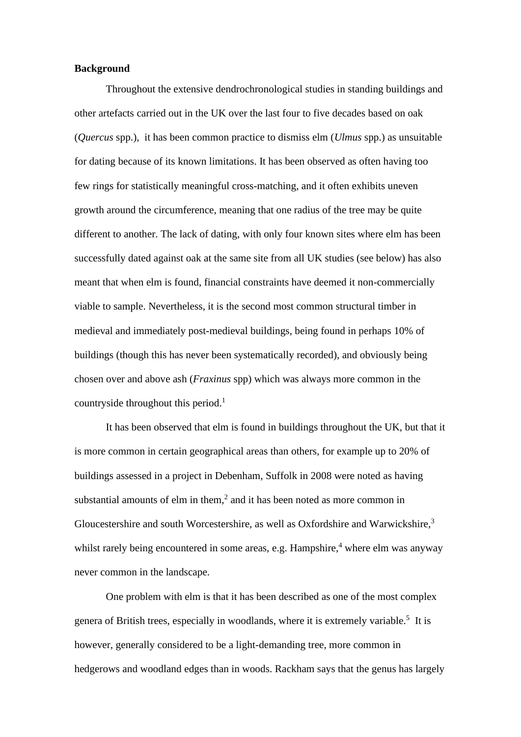**Background**

Throughout the extensive dendrochronological studies in standing buildings and other artefacts carried out in the UK over the last four to five decades based on oak (*Quercus* spp.), it has been common practice to dismiss elm (*Ulmus* spp.) as unsuitable for dating because of its known limitations. It has been observed as often having too few rings for statistically meaningful cross-matching, and it often exhibits uneven growth around the circumference, meaning that one radius of the tree may be quite different to another. The lack of dating, with only four known sites where elm has been successfully dated against oak at the same site from all UK studies (see below) has also meant that when elm is found, financial constraints have deemed it non-commercially viable to sample. Nevertheless, it is the second most common structural timber in medieval and immediately post-medieval buildings, being found in perhaps 10% of buildings (though this has never been systematically recorded), and obviously being chosen over and above ash (*Fraxinus* spp) which was always more common in the countryside throughout this period.[1]

It has been observed that elm is found in buildings throughout the UK, but that it is more common in certain geographical areas than others, for example up to 20% of buildings assessed in a project in Debenham, Suffolk in 2008 were noted as having substantial amounts of elm in them,[2] and it has been noted as more common in Gloucestershire and south Worcestershire, as well as Oxfordshire and Warwickshire,[3] whilst rarely being encountered in some areas, e.g. Hampshire,[4] where elm was anyway never common in the landscape.

One problem with elm is that it has been described as one of the most complex genera of British trees, especially in woodlands, where it is extremely variable.[5] It is however, generally considered to be a light-demanding tree, more common in hedgerows and woodland edges than in woods. Rackham says that the genus has largely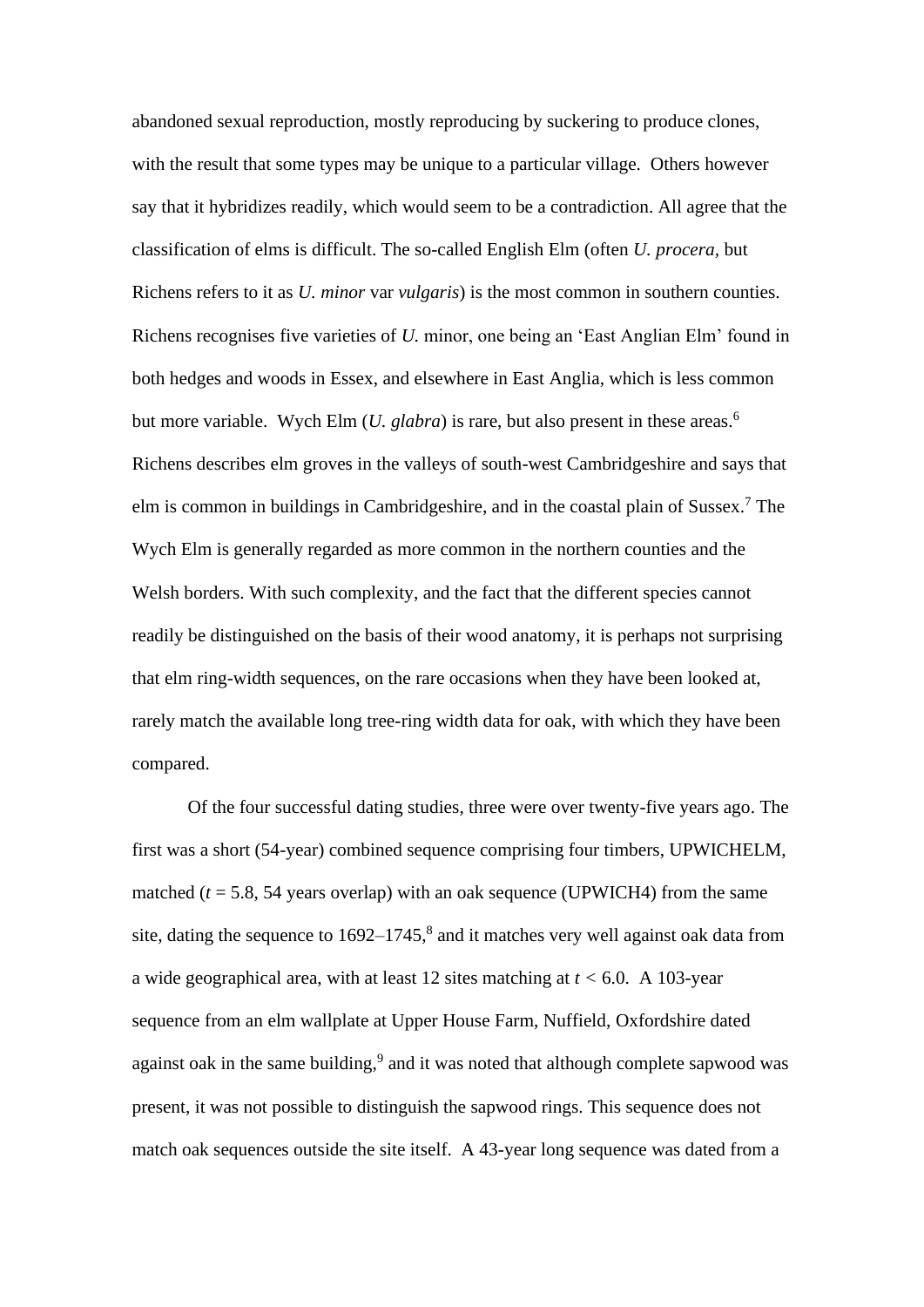abandoned sexual reproduction, mostly reproducing by suckering to produce clones, with the result that some types may be unique to a particular village. Others however say that it hybridizes readily, which would seem to be a contradiction. All agree that the classification of elms is difficult. The so-called English Elm (often *U. procera,* but Richens refers to it as *U. minor* var *vulgaris*) is the most common in southern counties. Richens recognises five varieties of *U.* minor, one being an 'East Anglian Elm' found in both hedges and woods in Essex, and elsewhere in East Anglia, which is less common but more variable. Wych Elm (*U. glabra*) is rare, but also present in these areas.[6] Richens describes elm groves in the valleys of south-west Cambridgeshire and says that elm is common in buildings in Cambridgeshire, and in the coastal plain of Sussex.[7] The Wych Elm is generally regarded as more common in the northern counties and the Welsh borders. With such complexity, and the fact that the different species cannot readily be distinguished on the basis of their wood anatomy, it is perhaps not surprising that elm ring-width sequences, on the rare occasions when they have been looked at, rarely match the available long tree-ring width data for oak, with which they have been compared.

Of the four successful dating studies, three were over twenty-five years ago. The first was a short (54-year) combined sequence comprising four timbers, UPWICHELM, matched ($t$ = 5.8, 54 years overlap) with an oak sequence (UPWICH4) from the same site, dating the sequence to 1692–1745,[8] and it matches very well against oak data from a wide geographical area, with at least 12 sites matching at $t < 6.0$. A 103-year sequence from an elm wallplate at Upper House Farm, Nuffield, Oxfordshire dated against oak in the same building,[9] and it was noted that although complete sapwood was present, it was not possible to distinguish the sapwood rings. This sequence does not match oak sequences outside the site itself. A 43-year long sequence was dated from a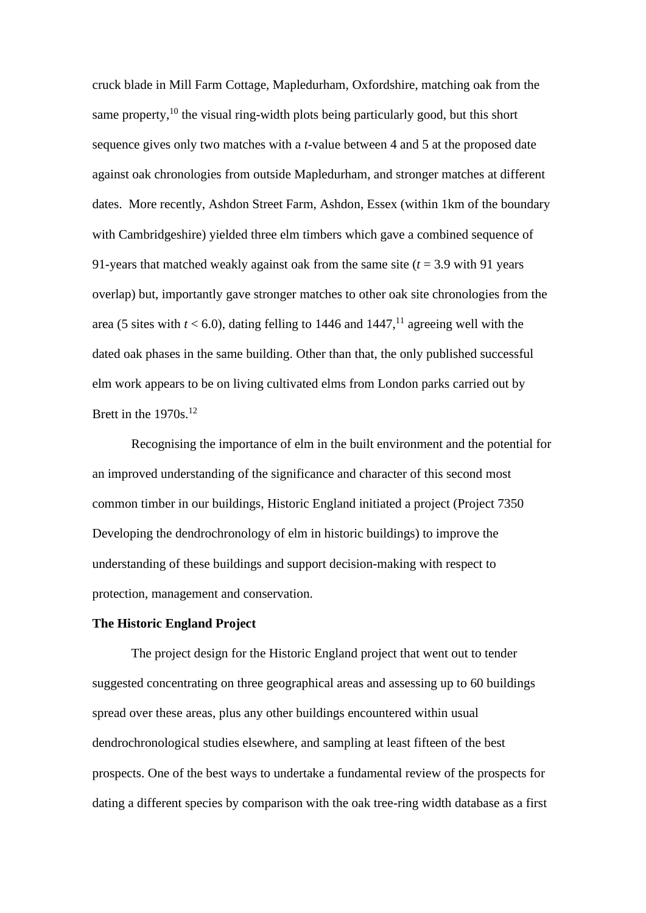cruck blade in Mill Farm Cottage, Mapledurham, Oxfordshire, matching oak from the same property,[10] the visual ring-width plots being particularly good, but this short sequence gives only two matches with a *t*-value between 4 and 5 at the proposed date against oak chronologies from outside Mapledurham, and stronger matches at different dates. More recently, Ashdon Street Farm, Ashdon, Essex (within 1km of the boundary with Cambridgeshire) yielded three elm timbers which gave a combined sequence of 91-years that matched weakly against oak from the same site ($t = 3.9$ with 91 years overlap) but, importantly gave stronger matches to other oak site chronologies from the area (5 sites with $t < 6.0$), dating felling to 1446 and 1447,[11] agreeing well with the dated oak phases in the same building. Other than that, the only published successful elm work appears to be on living cultivated elms from London parks carried out by Brett in the 1970s.[12]

Recognising the importance of elm in the built environment and the potential for an improved understanding of the significance and character of this second most common timber in our buildings, Historic England initiated a project (Project 7350 Developing the dendrochronology of elm in historic buildings) to improve the understanding of these buildings and support decision-making with respect to protection, management and conservation.

**The Historic England Project**

The project design for the Historic England project that went out to tender suggested concentrating on three geographical areas and assessing up to 60 buildings spread over these areas, plus any other buildings encountered within usual dendrochronological studies elsewhere, and sampling at least fifteen of the best prospects. One of the best ways to undertake a fundamental review of the prospects for dating a different species by comparison with the oak tree-ring width database as a first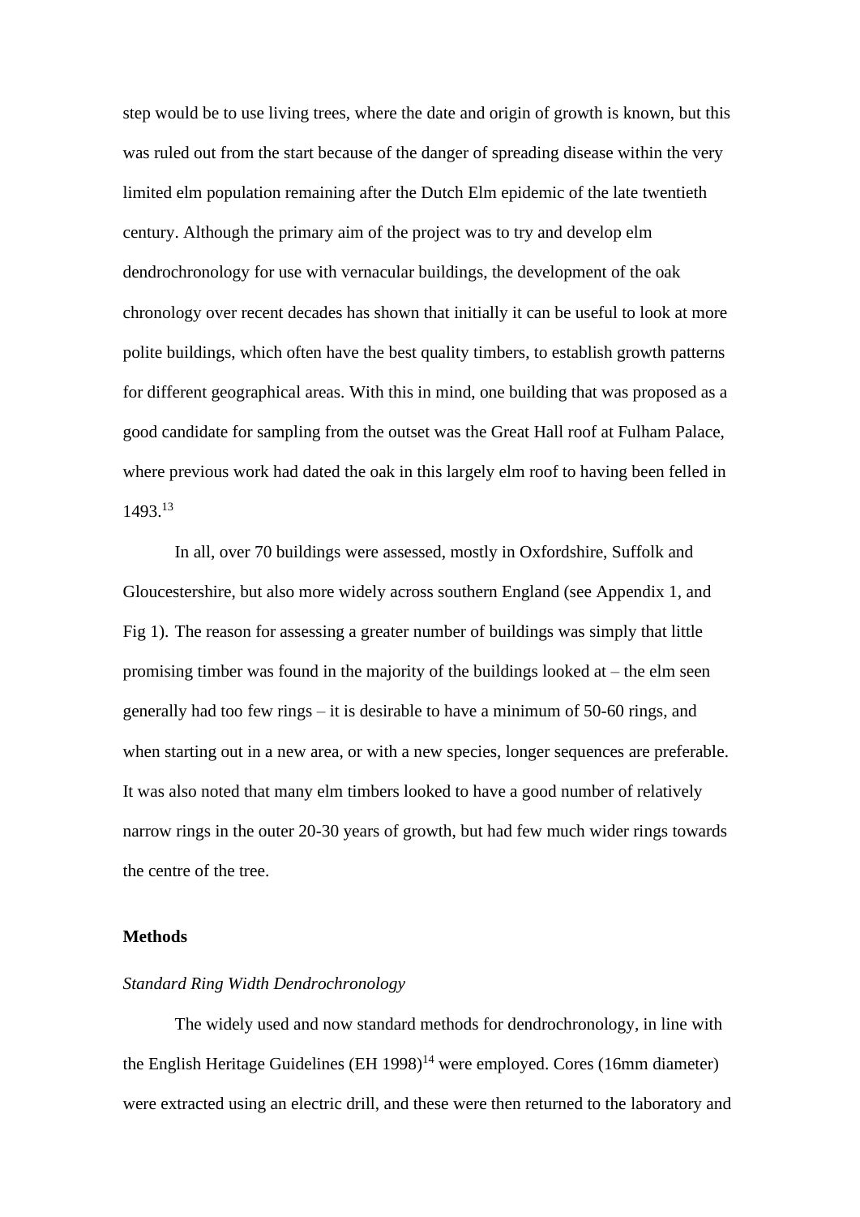step would be to use living trees, where the date and origin of growth is known, but this was ruled out from the start because of the danger of spreading disease within the very limited elm population remaining after the Dutch Elm epidemic of the late twentieth century. Although the primary aim of the project was to try and develop elm dendrochronology for use with vernacular buildings, the development of the oak chronology over recent decades has shown that initially it can be useful to look at more polite buildings, which often have the best quality timbers, to establish growth patterns for different geographical areas. With this in mind, one building that was proposed as a good candidate for sampling from the outset was the Great Hall roof at Fulham Palace, where previous work had dated the oak in this largely elm roof to having been felled in 1493.[13]

In all, over 70 buildings were assessed, mostly in Oxfordshire, Suffolk and Gloucestershire, but also more widely across southern England (see Appendix 1, and Fig 1). The reason for assessing a greater number of buildings was simply that little promising timber was found in the majority of the buildings looked at – the elm seen generally had too few rings – it is desirable to have a minimum of 50-60 rings, and when starting out in a new area, or with a new species, longer sequences are preferable. It was also noted that many elm timbers looked to have a good number of relatively narrow rings in the outer 20-30 years of growth, but had few much wider rings towards the centre of the tree.

## Methods

### *Standard Ring Width Dendrochronology*

The widely used and now standard methods for dendrochronology, in line with the English Heritage Guidelines (EH 1998)[14] were employed. Cores (16mm diameter) were extracted using an electric drill, and these were then returned to the laboratory and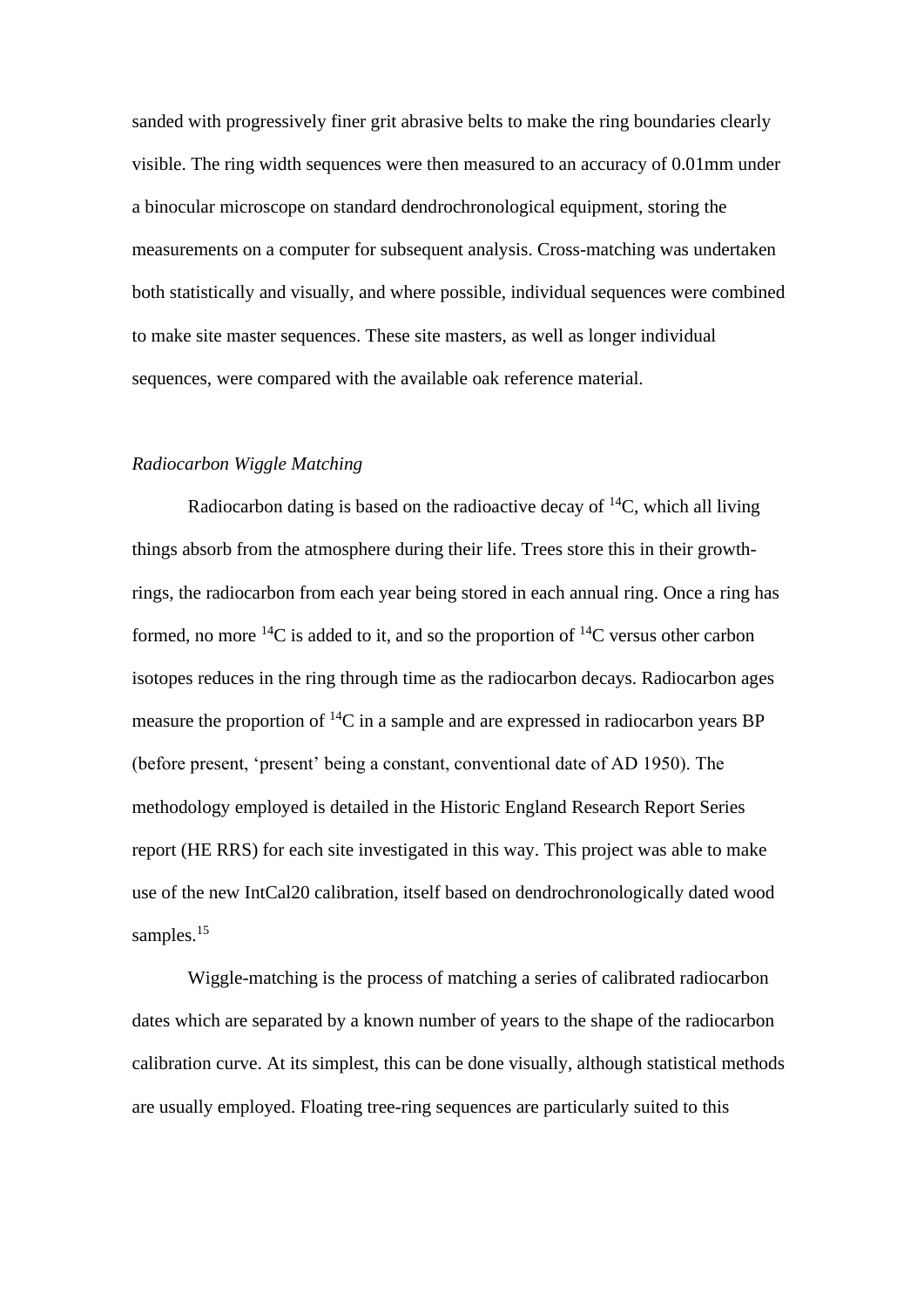sanded with progressively finer grit abrasive belts to make the ring boundaries clearly visible. The ring width sequences were then measured to an accuracy of 0.01mm under a binocular microscope on standard dendrochronological equipment, storing the measurements on a computer for subsequent analysis. Cross-matching was undertaken both statistically and visually, and where possible, individual sequences were combined to make site master sequences. These site masters, as well as longer individual sequences, were compared with the available oak reference material.

*Radiocarbon Wiggle Matching*

Radiocarbon dating is based on the radioactive decay of $^{14}C$, which all living things absorb from the atmosphere during their life. Trees store this in their growth-rings, the radiocarbon from each year being stored in each annual ring. Once a ring has formed, no more $^{14}C$ is added to it, and so the proportion of $^{14}C$ versus other carbon isotopes reduces in the ring through time as the radiocarbon decays. Radiocarbon ages measure the proportion of $^{14}C$ in a sample and are expressed in radiocarbon years BP (before present, 'present' being a constant, conventional date of AD 1950). The methodology employed is detailed in the Historic England Research Report Series report (HE RRS) for each site investigated in this way. This project was able to make use of the new IntCal20 calibration, itself based on dendrochronologically dated wood samples.[15]

Wiggle-matching is the process of matching a series of calibrated radiocarbon dates which are separated by a known number of years to the shape of the radiocarbon calibration curve. At its simplest, this can be done visually, although statistical methods are usually employed. Floating tree-ring sequences are particularly suited to this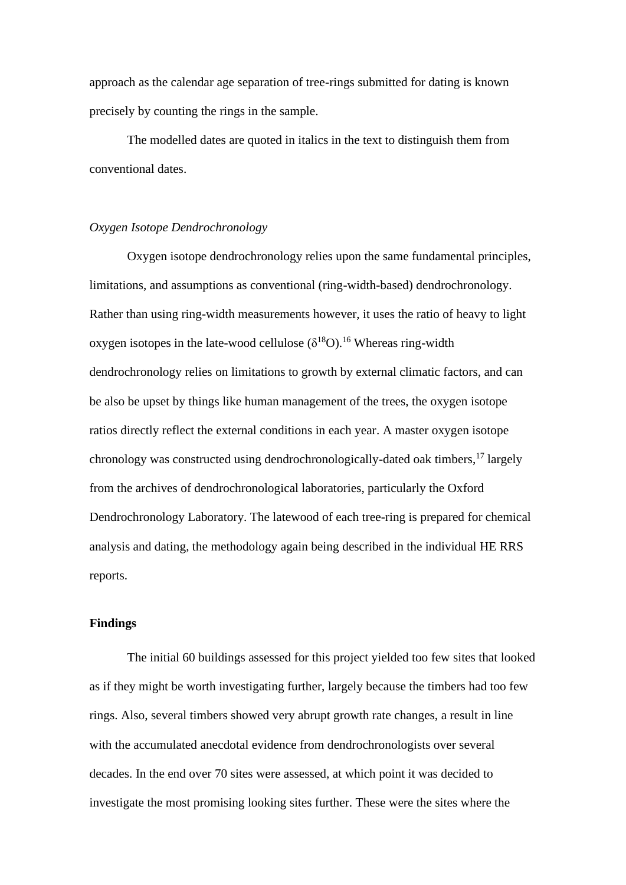approach as the calendar age separation of tree-rings submitted for dating is known precisely by counting the rings in the sample.

The modelled dates are quoted in italics in the text to distinguish them from conventional dates.

*Oxygen Isotope Dendrochronology*

Oxygen isotope dendrochronology relies upon the same fundamental principles, limitations, and assumptions as conventional (ring-width-based) dendrochronology. Rather than using ring-width measurements however, it uses the ratio of heavy to light oxygen isotopes in the late-wood cellulose ($\delta^{18}O$).[16] Whereas ring-width dendrochronology relies on limitations to growth by external climatic factors, and can be also be upset by things like human management of the trees, the oxygen isotope ratios directly reflect the external conditions in each year. A master oxygen isotope chronology was constructed using dendrochronologically-dated oak timbers,[17] largely from the archives of dendrochronological laboratories, particularly the Oxford Dendrochronology Laboratory. The latewood of each tree-ring is prepared for chemical analysis and dating, the methodology again being described in the individual HE RRS reports.

**Findings**

The initial 60 buildings assessed for this project yielded too few sites that looked as if they might be worth investigating further, largely because the timbers had too few rings. Also, several timbers showed very abrupt growth rate changes, a result in line with the accumulated anecdotal evidence from dendrochronologists over several decades. In the end over 70 sites were assessed, at which point it was decided to investigate the most promising looking sites further. These were the sites where the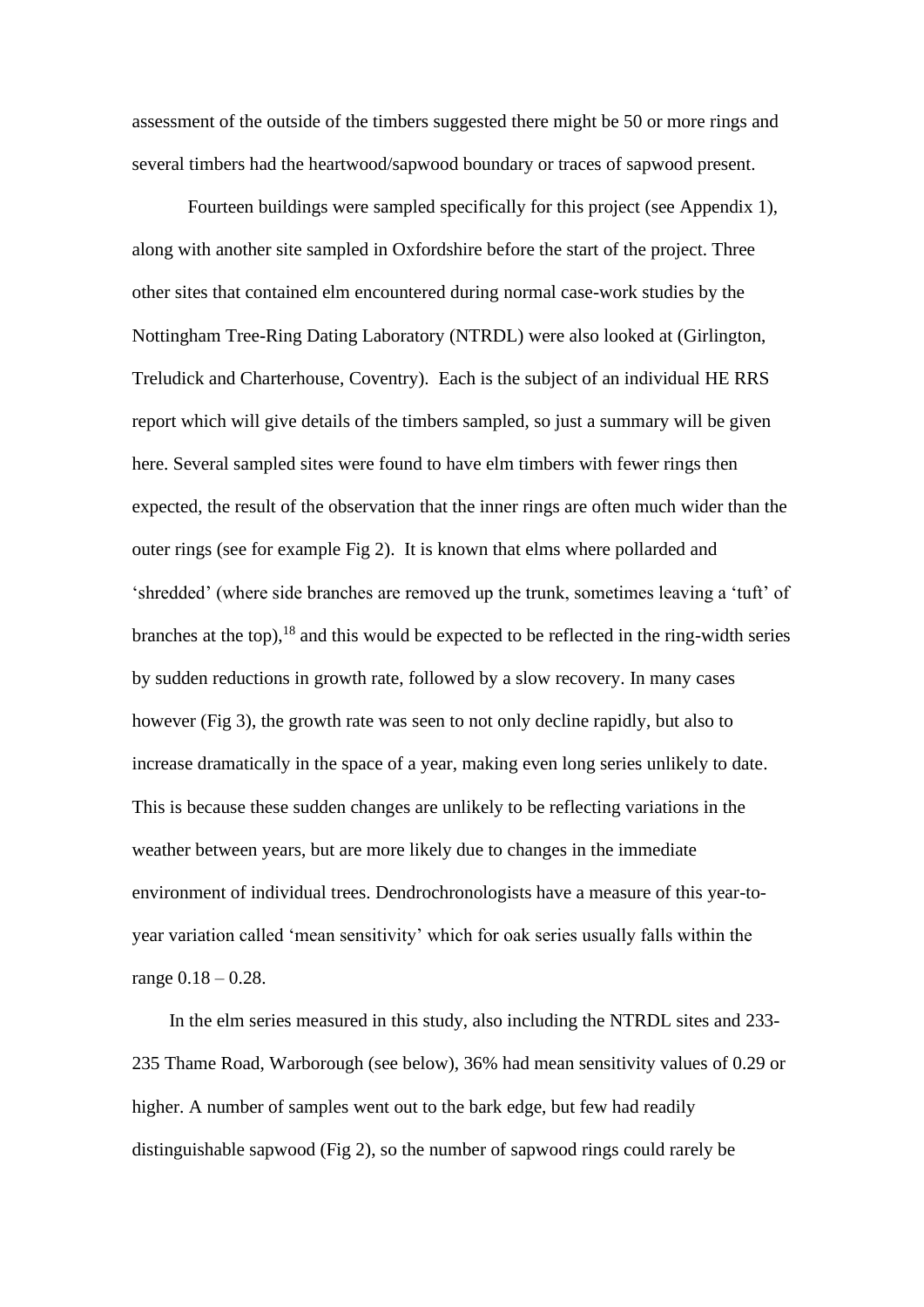assessment of the outside of the timbers suggested there might be 50 or more rings and several timbers had the heartwood/sapwood boundary or traces of sapwood present.

Fourteen buildings were sampled specifically for this project (see Appendix 1), along with another site sampled in Oxfordshire before the start of the project. Three other sites that contained elm encountered during normal case-work studies by the Nottingham Tree-Ring Dating Laboratory (NTRDL) were also looked at (Girlington, Treludick and Charterhouse, Coventry). Each is the subject of an individual HE RRS report which will give details of the timbers sampled, so just a summary will be given here. Several sampled sites were found to have elm timbers with fewer rings then expected, the result of the observation that the inner rings are often much wider than the outer rings (see for example Fig 2). It is known that elms where pollarded and 'shredded' (where side branches are removed up the trunk, sometimes leaving a 'tuft' of branches at the top),[18] and this would be expected to be reflected in the ring-width series by sudden reductions in growth rate, followed by a slow recovery. In many cases however (Fig 3), the growth rate was seen to not only decline rapidly, but also to increase dramatically in the space of a year, making even long series unlikely to date. This is because these sudden changes are unlikely to be reflecting variations in the weather between years, but are more likely due to changes in the immediate environment of individual trees. Dendrochronologists have a measure of this year-to-year variation called 'mean sensitivity' which for oak series usually falls within the range 0.18 – 0.28.

In the elm series measured in this study, also including the NTRDL sites and 233-235 Thame Road, Warborough (see below), 36% had mean sensitivity values of 0.29 or higher. A number of samples went out to the bark edge, but few had readily distinguishable sapwood (Fig 2), so the number of sapwood rings could rarely be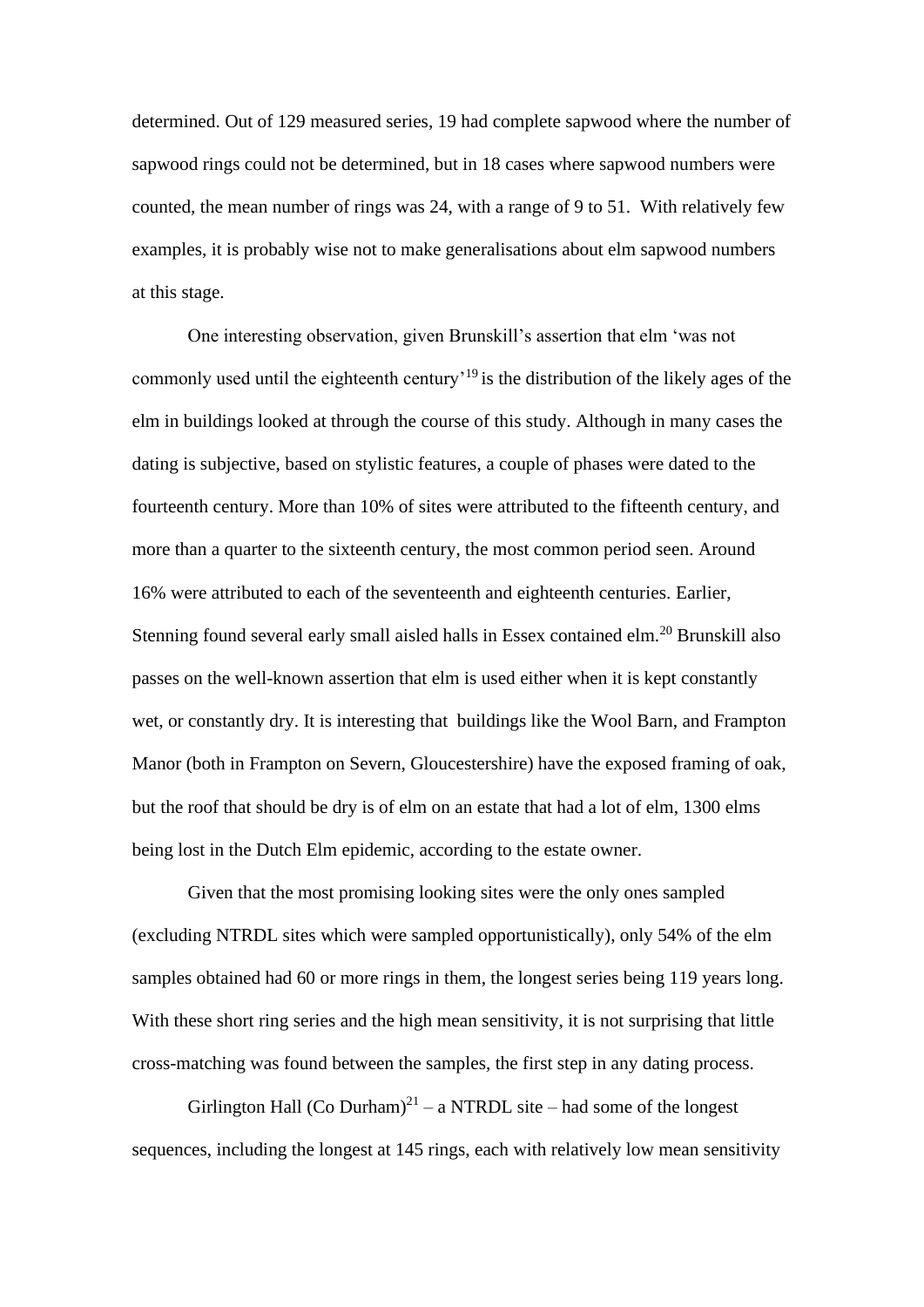determined. Out of 129 measured series, 19 had complete sapwood where the number of sapwood rings could not be determined, but in 18 cases where sapwood numbers were counted, the mean number of rings was 24, with a range of 9 to 51. With relatively few examples, it is probably wise not to make generalisations about elm sapwood numbers at this stage.

One interesting observation, given Brunskill's assertion that elm 'was not commonly used until the eighteenth century'[19] is the distribution of the likely ages of the elm in buildings looked at through the course of this study. Although in many cases the dating is subjective, based on stylistic features, a couple of phases were dated to the fourteenth century. More than 10% of sites were attributed to the fifteenth century, and more than a quarter to the sixteenth century, the most common period seen. Around 16% were attributed to each of the seventeenth and eighteenth centuries. Earlier, Stenning found several early small aisled halls in Essex contained elm.[20] Brunskill also passes on the well-known assertion that elm is used either when it is kept constantly wet, or constantly dry. It is interesting that buildings like the Wool Barn, and Frampton Manor (both in Frampton on Severn, Gloucestershire) have the exposed framing of oak, but the roof that should be dry is of elm on an estate that had a lot of elm, 1300 elms being lost in the Dutch Elm epidemic, according to the estate owner.

Given that the most promising looking sites were the only ones sampled (excluding NTRDL sites which were sampled opportunistically), only 54% of the elm samples obtained had 60 or more rings in them, the longest series being 119 years long. With these short ring series and the high mean sensitivity, it is not surprising that little cross-matching was found between the samples, the first step in any dating process.

Girlington Hall (Co Durham)[21] – a NTRDL site – had some of the longest sequences, including the longest at 145 rings, each with relatively low mean sensitivity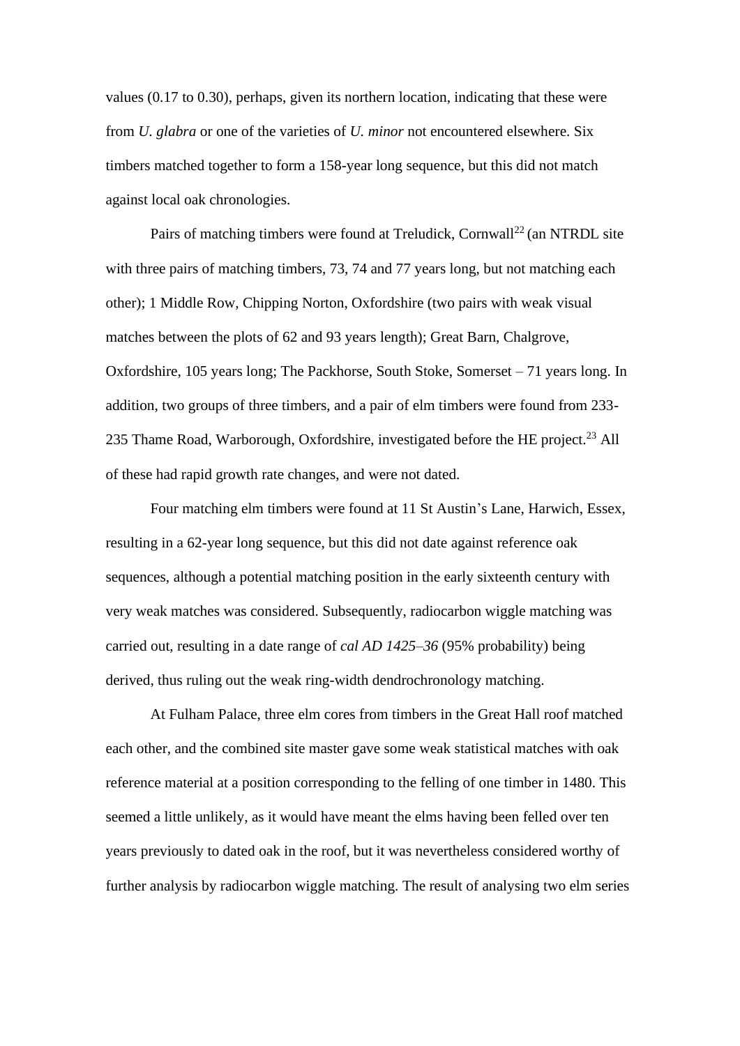values (0.17 to 0.30), perhaps, given its northern location, indicating that these were from *U. glabra* or one of the varieties of *U. minor* not encountered elsewhere. Six timbers matched together to form a 158-year long sequence, but this did not match against local oak chronologies.

Pairs of matching timbers were found at Treludick, Cornwall[22] (an NTRDL site with three pairs of matching timbers, 73, 74 and 77 years long, but not matching each other); 1 Middle Row, Chipping Norton, Oxfordshire (two pairs with weak visual matches between the plots of 62 and 93 years length); Great Barn, Chalgrove, Oxfordshire, 105 years long; The Packhorse, South Stoke, Somerset – 71 years long. In addition, two groups of three timbers, and a pair of elm timbers were found from 233-235 Thame Road, Warborough, Oxfordshire, investigated before the HE project.[23] All of these had rapid growth rate changes, and were not dated.

Four matching elm timbers were found at 11 St Austin's Lane, Harwich, Essex, resulting in a 62-year long sequence, but this did not date against reference oak sequences, although a potential matching position in the early sixteenth century with very weak matches was considered. Subsequently, radiocarbon wiggle matching was carried out, resulting in a date range of *cal AD 1425–36* (95% probability) being derived, thus ruling out the weak ring-width dendrochronology matching.

At Fulham Palace, three elm cores from timbers in the Great Hall roof matched each other, and the combined site master gave some weak statistical matches with oak reference material at a position corresponding to the felling of one timber in 1480. This seemed a little unlikely, as it would have meant the elms having been felled over ten years previously to dated oak in the roof, but it was nevertheless considered worthy of further analysis by radiocarbon wiggle matching. The result of analysing two elm series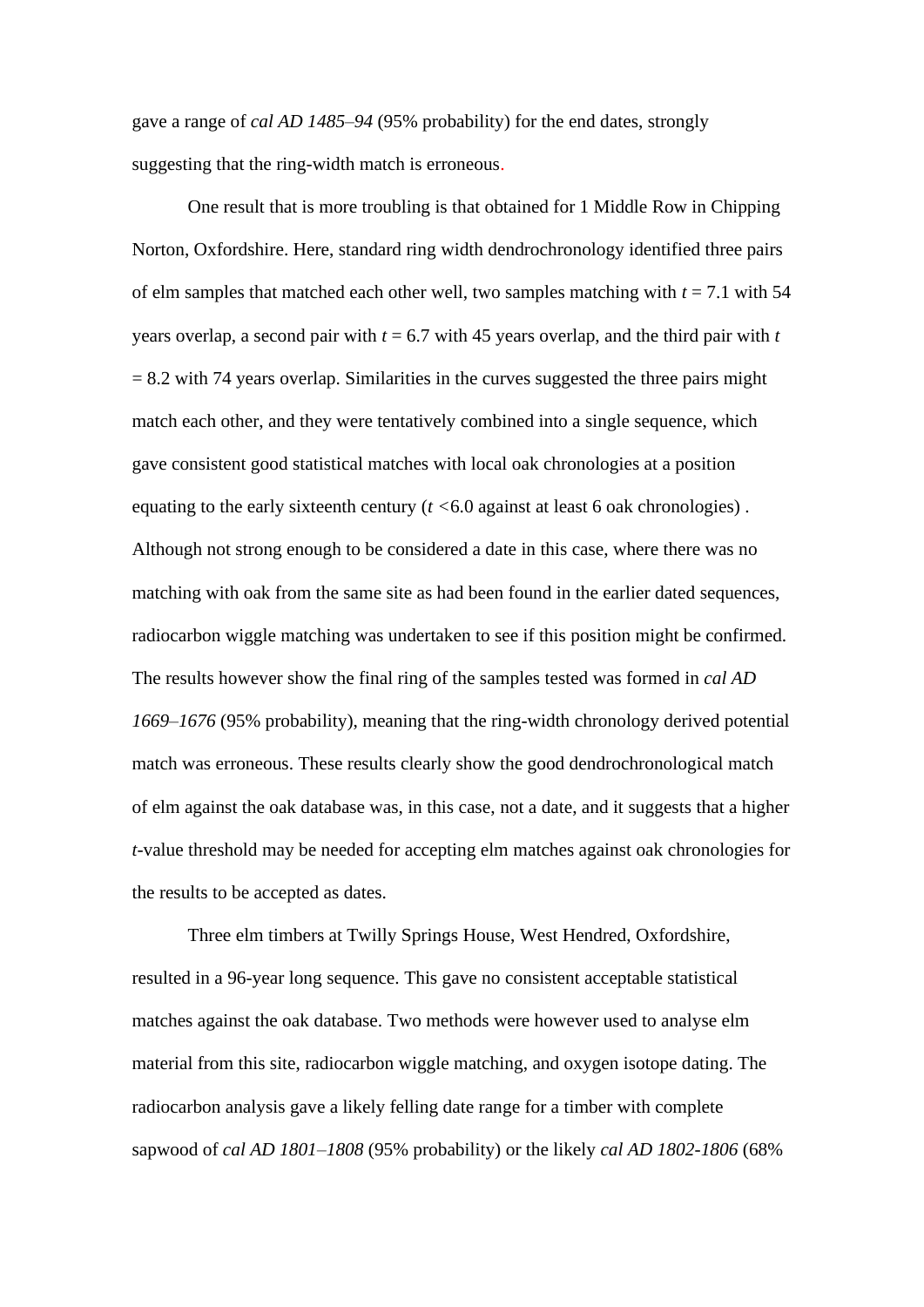gave a range of *cal AD 1485–94* (95% probability) for the end dates, strongly suggesting that the ring-width match is erroneous.

One result that is more troubling is that obtained for 1 Middle Row in Chipping Norton, Oxfordshire. Here, standard ring width dendrochronology identified three pairs of elm samples that matched each other well, two samples matching with $t$ = 7.1 with 54 years overlap, a second pair with $t$ = 6.7 with 45 years overlap, and the third pair with $t$ = 8.2 with 74 years overlap. Similarities in the curves suggested the three pairs might match each other, and they were tentatively combined into a single sequence, which gave consistent good statistical matches with local oak chronologies at a position equating to the early sixteenth century ($t$ <6.0 against at least 6 oak chronologies) . Although not strong enough to be considered a date in this case, where there was no matching with oak from the same site as had been found in the earlier dated sequences, radiocarbon wiggle matching was undertaken to see if this position might be confirmed. The results however show the final ring of the samples tested was formed in *cal AD 1669–1676* (95% probability), meaning that the ring-width chronology derived potential match was erroneous. These results clearly show the good dendrochronological match of elm against the oak database was, in this case, not a date, and it suggests that a higher $t$-value threshold may be needed for accepting elm matches against oak chronologies for the results to be accepted as dates.

Three elm timbers at Twilly Springs House, West Hendred, Oxfordshire, resulted in a 96-year long sequence. This gave no consistent acceptable statistical matches against the oak database. Two methods were however used to analyse elm material from this site, radiocarbon wiggle matching, and oxygen isotope dating. The radiocarbon analysis gave a likely felling date range for a timber with complete sapwood of *cal AD 1801–1808* (95% probability) or the likely *cal AD 1802-1806* (68%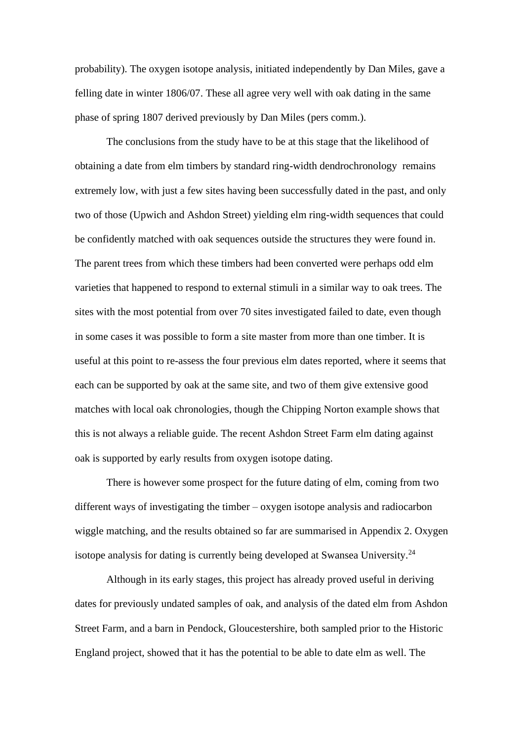probability). The oxygen isotope analysis, initiated independently by Dan Miles, gave a felling date in winter 1806/07. These all agree very well with oak dating in the same phase of spring 1807 derived previously by Dan Miles (pers comm.).

The conclusions from the study have to be at this stage that the likelihood of obtaining a date from elm timbers by standard ring-width dendrochronology remains extremely low, with just a few sites having been successfully dated in the past, and only two of those (Upwich and Ashdon Street) yielding elm ring-width sequences that could be confidently matched with oak sequences outside the structures they were found in. The parent trees from which these timbers had been converted were perhaps odd elm varieties that happened to respond to external stimuli in a similar way to oak trees. The sites with the most potential from over 70 sites investigated failed to date, even though in some cases it was possible to form a site master from more than one timber. It is useful at this point to re-assess the four previous elm dates reported, where it seems that each can be supported by oak at the same site, and two of them give extensive good matches with local oak chronologies, though the Chipping Norton example shows that this is not always a reliable guide. The recent Ashdon Street Farm elm dating against oak is supported by early results from oxygen isotope dating.

There is however some prospect for the future dating of elm, coming from two different ways of investigating the timber – oxygen isotope analysis and radiocarbon wiggle matching, and the results obtained so far are summarised in Appendix 2. Oxygen isotope analysis for dating is currently being developed at Swansea University.[24]

Although in its early stages, this project has already proved useful in deriving dates for previously undated samples of oak, and analysis of the dated elm from Ashdon Street Farm, and a barn in Pendock, Gloucestershire, both sampled prior to the Historic England project, showed that it has the potential to be able to date elm as well. The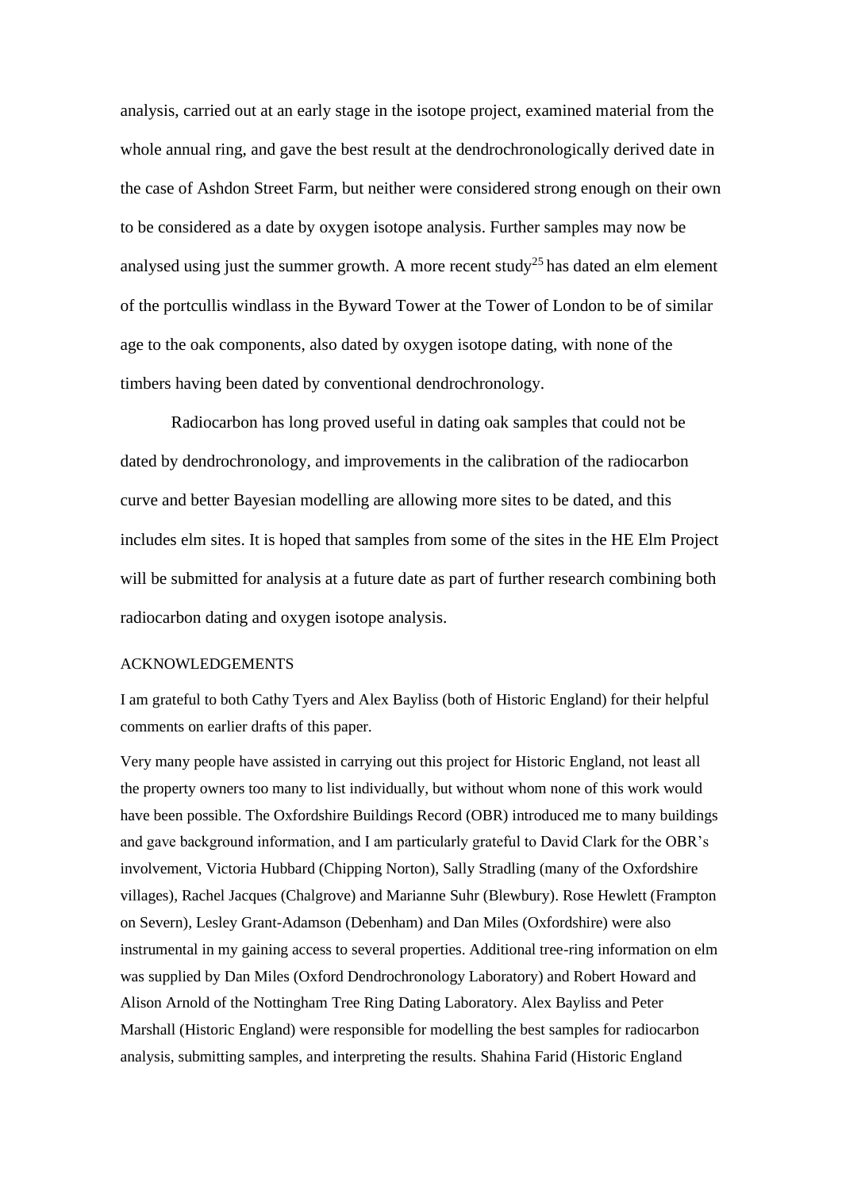analysis, carried out at an early stage in the isotope project, examined material from the whole annual ring, and gave the best result at the dendrochronologically derived date in the case of Ashdon Street Farm, but neither were considered strong enough on their own to be considered as a date by oxygen isotope analysis. Further samples may now be analysed using just the summer growth. A more recent study[25] has dated an elm element of the portcullis windlass in the Byward Tower at the Tower of London to be of similar age to the oak components, also dated by oxygen isotope dating, with none of the timbers having been dated by conventional dendrochronology.

Radiocarbon has long proved useful in dating oak samples that could not be dated by dendrochronology, and improvements in the calibration of the radiocarbon curve and better Bayesian modelling are allowing more sites to be dated, and this includes elm sites. It is hoped that samples from some of the sites in the HE Elm Project will be submitted for analysis at a future date as part of further research combining both radiocarbon dating and oxygen isotope analysis.

## ACKNOWLEDGEMENTS

I am grateful to both Cathy Tyers and Alex Bayliss (both of Historic England) for their helpful comments on earlier drafts of this paper.

Very many people have assisted in carrying out this project for Historic England, not least all the property owners too many to list individually, but without whom none of this work would have been possible. The Oxfordshire Buildings Record (OBR) introduced me to many buildings and gave background information, and I am particularly grateful to David Clark for the OBR's involvement, Victoria Hubbard (Chipping Norton), Sally Stradling (many of the Oxfordshire villages), Rachel Jacques (Chalgrove) and Marianne Suhr (Blewbury). Rose Hewlett (Frampton on Severn), Lesley Grant-Adamson (Debenham) and Dan Miles (Oxfordshire) were also instrumental in my gaining access to several properties. Additional tree-ring information on elm was supplied by Dan Miles (Oxford Dendrochronology Laboratory) and Robert Howard and Alison Arnold of the Nottingham Tree Ring Dating Laboratory. Alex Bayliss and Peter Marshall (Historic England) were responsible for modelling the best samples for radiocarbon analysis, submitting samples, and interpreting the results. Shahina Farid (Historic England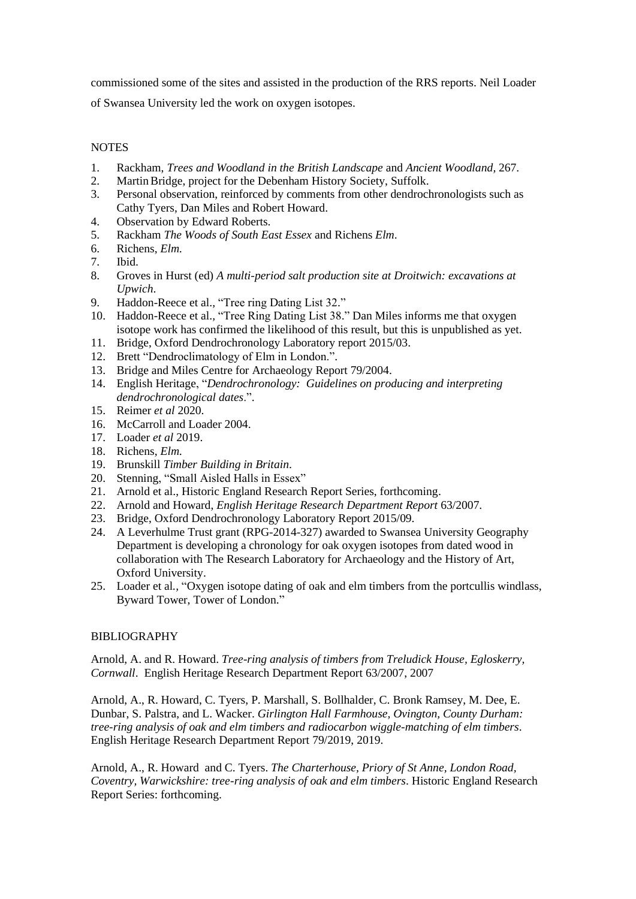commissioned some of the sites and assisted in the production of the RRS reports. Neil Loader of Swansea University led the work on oxygen isotopes.

## NOTES

1. Rackham, *Trees and Woodland in the British Landscape* and *Ancient Woodland,* 267.
2. Martin Bridge, project for the Debenham History Society, Suffolk.
3. Personal observation, reinforced by comments from other dendrochronologists such as Cathy Tyers, Dan Miles and Robert Howard.
4. Observation by Edward Roberts.
5. Rackham *The Woods of South East Essex* and Richens *Elm*.
6. Richens, *Elm.*
7. Ibid.
8. Groves in Hurst (ed) *A multi-period salt production site at Droitwich: excavations at Upwich*.
9. Haddon-Reece et al., "Tree ring Dating List 32."
10. Haddon-Reece et al., "Tree Ring Dating List 38." Dan Miles informs me that oxygen isotope work has confirmed the likelihood of this result, but this is unpublished as yet.
11. Bridge, Oxford Dendrochronology Laboratory report 2015/03.
12. Brett "Dendroclimatology of Elm in London.".
13. Bridge and Miles Centre for Archaeology Report 79/2004.
14. English Heritage, "*Dendrochronology: Guidelines on producing and interpreting dendrochronological dates*.".
15. Reimer *et al* 2020.
16. McCarroll and Loader 2004.
17. Loader *et al* 2019.
18. Richens, *Elm.*
19. Brunskill *Timber Building in Britain*.
20. Stenning, "Small Aisled Halls in Essex"
21. Arnold et al., Historic England Research Report Series, forthcoming.
22. Arnold and Howard, *English Heritage Research Department Report* 63/2007.
23. Bridge, Oxford Dendrochronology Laboratory Report 2015/09.
24. A Leverhulme Trust grant (RPG-2014-327) awarded to Swansea University Geography Department is developing a chronology for oak oxygen isotopes from dated wood in collaboration with The Research Laboratory for Archaeology and the History of Art, Oxford University.
25. Loader et al., "Oxygen isotope dating of oak and elm timbers from the portcullis windlass, Byward Tower, Tower of London."

## BIBLIOGRAPHY

Arnold, A. and R. Howard. *Tree-ring analysis of timbers from Treludick House, Egloskerry, Cornwall*. English Heritage Research Department Report 63/2007, 2007

Arnold, A., R. Howard, C. Tyers, P. Marshall, S. Bollhalder, C. Bronk Ramsey, M. Dee, E. Dunbar, S. Palstra, and L. Wacker. *Girlington Hall Farmhouse, Ovington, County Durham: tree-ring analysis of oak and elm timbers and radiocarbon wiggle-matching of elm timbers*. English Heritage Research Department Report 79/2019, 2019.

Arnold, A., R. Howard and C. Tyers. *The Charterhouse, Priory of St Anne, London Road, Coventry, Warwickshire: tree-ring analysis of oak and elm timbers*. Historic England Research Report Series: forthcoming.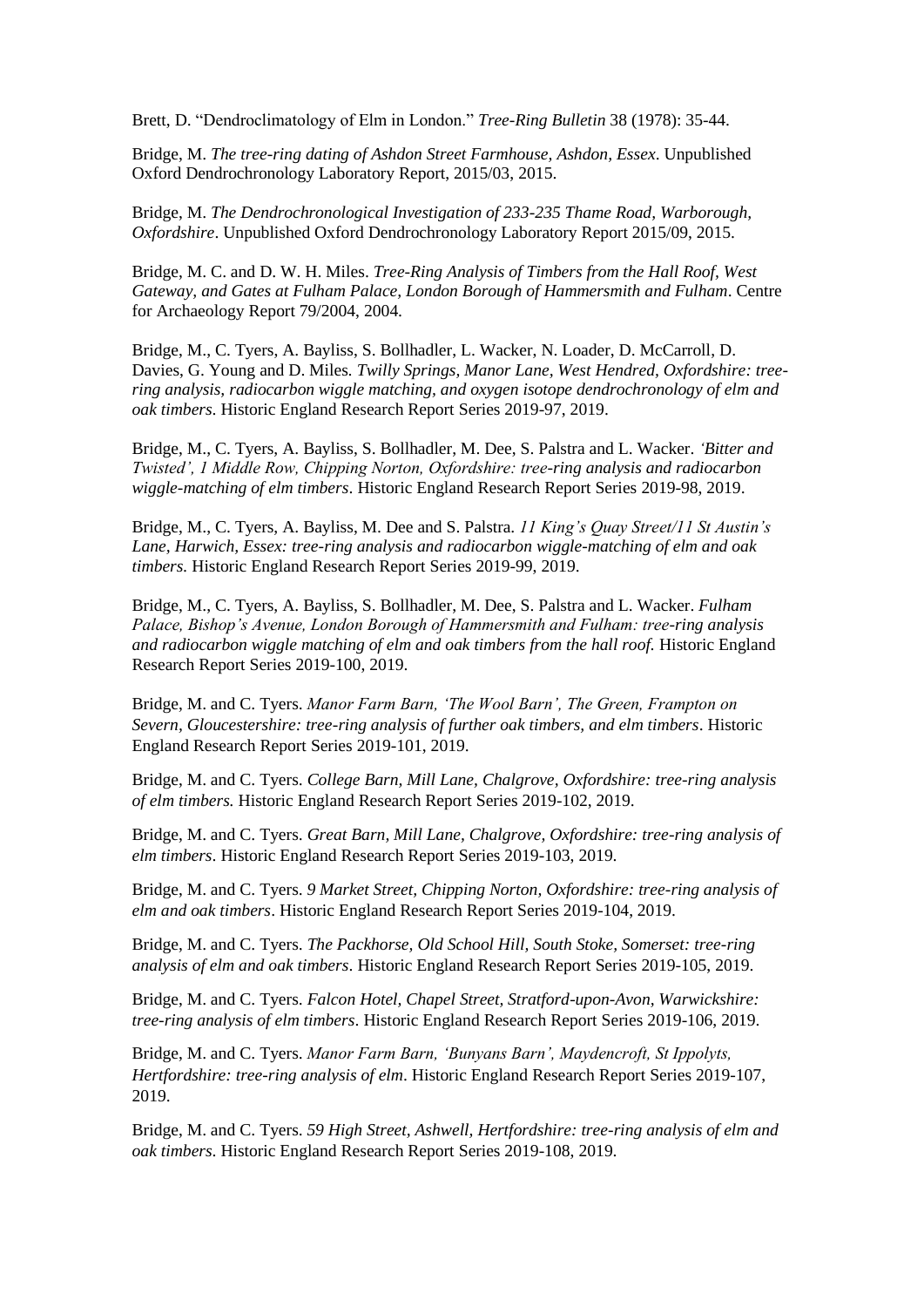Brett, D. "Dendroclimatology of Elm in London." *Tree-Ring Bulletin* 38 (1978): 35-44.

Bridge, M. *The tree-ring dating of Ashdon Street Farmhouse, Ashdon, Essex*. Unpublished Oxford Dendrochronology Laboratory Report, 2015/03, 2015.

Bridge, M. *The Dendrochronological Investigation of 233-235 Thame Road, Warborough, Oxfordshire*. Unpublished Oxford Dendrochronology Laboratory Report 2015/09, 2015.

Bridge, M. C. and D. W. H. Miles. *Tree-Ring Analysis of Timbers from the Hall Roof, West Gateway, and Gates at Fulham Palace, London Borough of Hammersmith and Fulham*. Centre for Archaeology Report 79/2004, 2004.

Bridge, M., C. Tyers, A. Bayliss, S. Bollhadler, L. Wacker, N. Loader, D. McCarroll, D. Davies, G. Young and D. Miles. *Twilly Springs, Manor Lane, West Hendred, Oxfordshire: tree-ring analysis, radiocarbon wiggle matching, and oxygen isotope dendrochronology of elm and oak timbers*. Historic England Research Report Series 2019-97, 2019.

Bridge, M., C. Tyers, A. Bayliss, S. Bollhadler, M. Dee, S. Palstra and L. Wacker. *'Bitter and Twisted', 1 Middle Row, Chipping Norton, Oxfordshire: tree-ring analysis and radiocarbon wiggle-matching of elm timbers*. Historic England Research Report Series 2019-98, 2019.

Bridge, M., C. Tyers, A. Bayliss, M. Dee and S. Palstra. *11 King's Quay Street/11 St Austin's Lane, Harwich, Essex: tree-ring analysis and radiocarbon wiggle-matching of elm and oak timbers.* Historic England Research Report Series 2019-99, 2019.

Bridge, M., C. Tyers, A. Bayliss, S. Bollhadler, M. Dee, S. Palstra and L. Wacker. *Fulham Palace, Bishop's Avenue, London Borough of Hammersmith and Fulham: tree-ring analysis and radiocarbon wiggle matching of elm and oak timbers from the hall roof.* Historic England Research Report Series 2019-100, 2019.

Bridge, M. and C. Tyers. *Manor Farm Barn, 'The Wool Barn', The Green, Frampton on Severn, Gloucestershire: tree-ring analysis of further oak timbers, and elm timbers*. Historic England Research Report Series 2019-101, 2019.

Bridge, M. and C. Tyers. *College Barn, Mill Lane, Chalgrove, Oxfordshire: tree-ring analysis of elm timbers.* Historic England Research Report Series 2019-102, 2019.

Bridge, M. and C. Tyers. *Great Barn, Mill Lane, Chalgrove, Oxfordshire: tree-ring analysis of elm timbers*. Historic England Research Report Series 2019-103, 2019.

Bridge, M. and C. Tyers. *9 Market Street, Chipping Norton, Oxfordshire: tree-ring analysis of elm and oak timbers*. Historic England Research Report Series 2019-104, 2019.

Bridge, M. and C. Tyers. *The Packhorse, Old School Hill, South Stoke, Somerset: tree-ring analysis of elm and oak timbers*. Historic England Research Report Series 2019-105, 2019.

Bridge, M. and C. Tyers. *Falcon Hotel, Chapel Street, Stratford-upon-Avon, Warwickshire: tree-ring analysis of elm timbers*. Historic England Research Report Series 2019-106, 2019.

Bridge, M. and C. Tyers. *Manor Farm Barn, 'Bunyans Barn', Maydencroft, St Ippolyts, Hertfordshire: tree-ring analysis of elm*. Historic England Research Report Series 2019-107, 2019.

Bridge, M. and C. Tyers. *59 High Street, Ashwell, Hertfordshire: tree-ring analysis of elm and oak timbers*. Historic England Research Report Series 2019-108, 2019.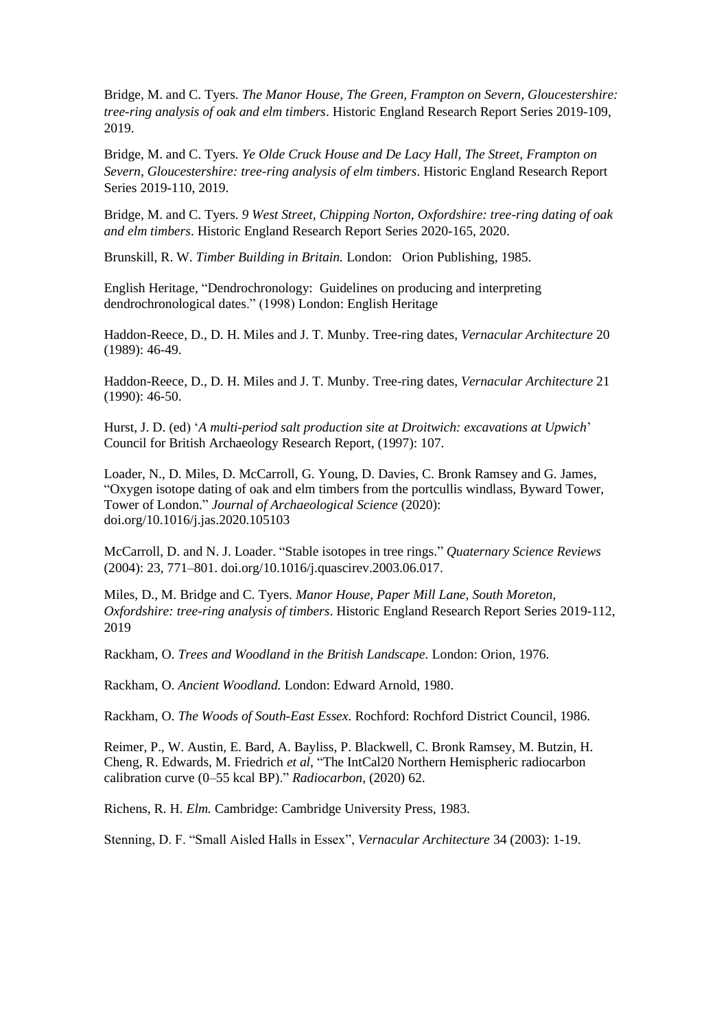Bridge, M. and C. Tyers. *The Manor House, The Green, Frampton on Severn, Gloucestershire: tree-ring analysis of oak and elm timbers*. Historic England Research Report Series 2019-109, 2019.

Bridge, M. and C. Tyers. *Ye Olde Cruck House and De Lacy Hall, The Street, Frampton on Severn, Gloucestershire: tree-ring analysis of elm timbers*. Historic England Research Report Series 2019-110, 2019.

Bridge, M. and C. Tyers. *9 West Street, Chipping Norton, Oxfordshire: tree-ring dating of oak and elm timbers*. Historic England Research Report Series 2020-165, 2020.

Brunskill, R. W. *Timber Building in Britain.* London: Orion Publishing, 1985.

English Heritage, "Dendrochronology: Guidelines on producing and interpreting dendrochronological dates." (1998) London: English Heritage

Haddon-Reece, D., D. H. Miles and J. T. Munby. Tree-ring dates, *Vernacular Architecture* 20 (1989): 46-49.

Haddon-Reece, D., D. H. Miles and J. T. Munby. Tree-ring dates, *Vernacular Architecture* 21 (1990): 46-50.

Hurst, J. D. (ed) '*A multi-period salt production site at Droitwich: excavations at Upwich*' Council for British Archaeology Research Report, (1997): 107.

Loader, N., D. Miles, D. McCarroll, G. Young, D. Davies, C. Bronk Ramsey and G. James, "Oxygen isotope dating of oak and elm timbers from the portcullis windlass, Byward Tower, Tower of London." *Journal of Archaeological Science* (2020): doi.org/10.1016/j.jas.2020.105103

McCarroll, D. and N. J. Loader. "Stable isotopes in tree rings." *Quaternary Science Reviews* (2004): 23, 771–801. doi.org/10.1016/j.quascirev.2003.06.017.

Miles, D., M. Bridge and C. Tyers. *Manor House, Paper Mill Lane, South Moreton, Oxfordshire: tree-ring analysis of timbers*. Historic England Research Report Series 2019-112, 2019

Rackham, O. *Trees and Woodland in the British Landscape*. London: Orion, 1976.

Rackham, O. *Ancient Woodland.* London: Edward Arnold, 1980.

Rackham, O. *The Woods of South-East Essex.* Rochford: Rochford District Council, 1986.

Reimer, P., W. Austin, E. Bard, A. Bayliss, P. Blackwell, C. Bronk Ramsey, M. Butzin, H. Cheng, R. Edwards, M. Friedrich *et al*, "The IntCal20 Northern Hemispheric radiocarbon calibration curve (0–55 kcal BP)." *Radiocarbon*, (2020) 62.

Richens, R. H. *Elm.* Cambridge: Cambridge University Press, 1983.

Stenning, D. F. "Small Aisled Halls in Essex", *Vernacular Architecture* 34 (2003): 1-19.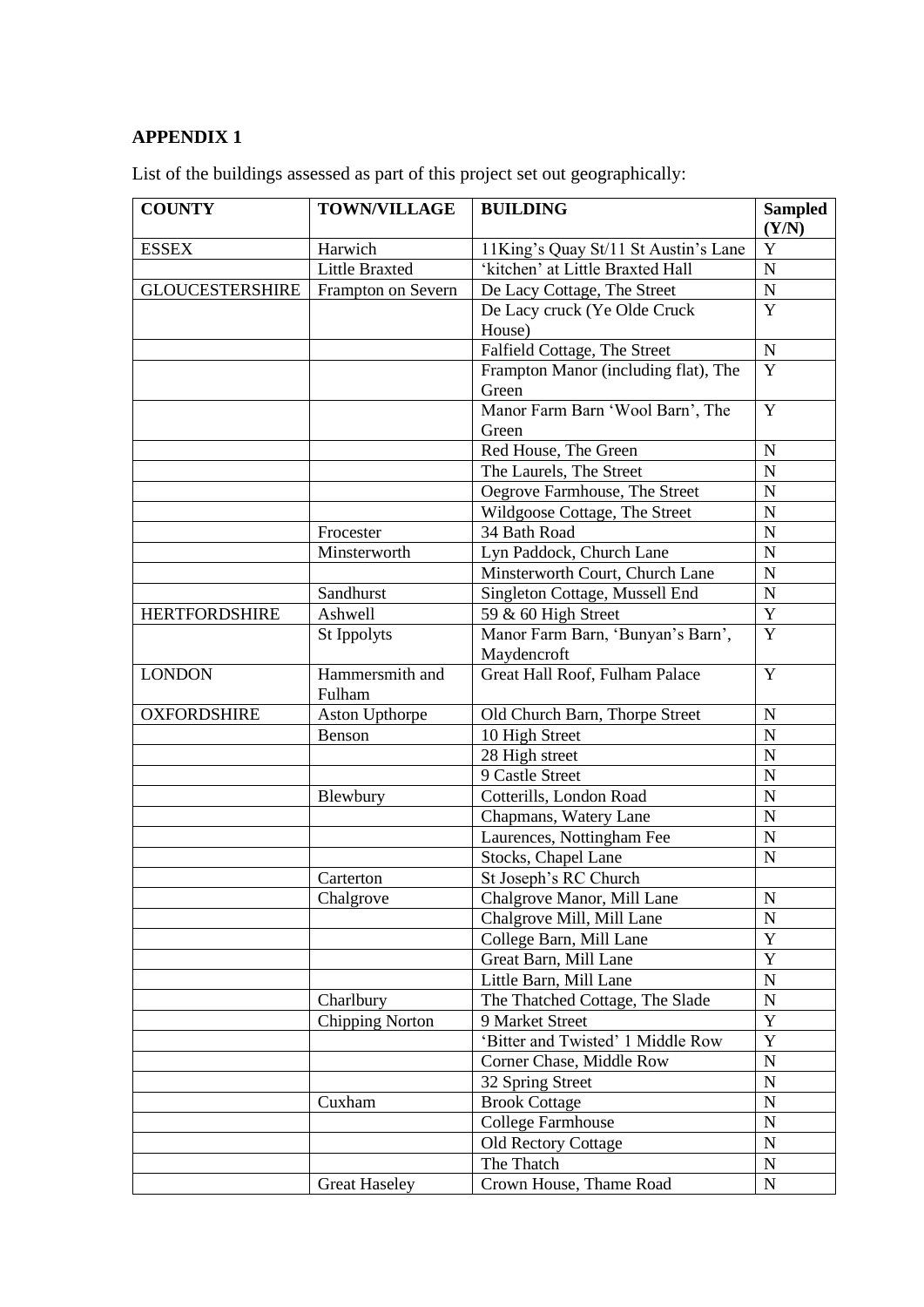## APPENDIX 1

List of the buildings assessed as part of this project set out geographically:

| COUNTY | TOWN/VILLAGE | BUILDING | Sampled (Y/N) |
|---|---|---|---|
| ESSEX | Harwich | 11King's Quay St/11 St Austin's Lane | Y |
| | Little Braxted | 'kitchen' at Little Braxted Hall | N |
| GLOUCESTERSHIRE | Frampton on Severn | De Lacy Cottage, The Street | N |
| | | De Lacy cruck (Ye Olde Cruck House) | Y |
| | | Falfield Cottage, The Street | N |
| | | Frampton Manor (including flat), The Green | Y |
| | | Manor Farm Barn 'Wool Barn', The Green | Y |
| | | Red House, The Green | N |
| | | The Laurels, The Street | N |
| | | Oegrove Farmhouse, The Street | N |
| | | Wildgoose Cottage, The Street | N |
| | Frocester | 34 Bath Road | N |
| | Minsterworth | Lyn Paddock, Church Lane | N |
| | | Minsterworth Court, Church Lane | N |
| | Sandhurst | Singleton Cottage, Mussell End | N |
| HERTFORDSHIRE | Ashwell | 59 & 60 High Street | Y |
| | St Ippolyts | Manor Farm Barn, 'Bunyan's Barn', Maydencroft | Y |
| LONDON | Hammersmith and Fulham | Great Hall Roof, Fulham Palace | Y |
| OXFORDSHIRE | Aston Upthorpe | Old Church Barn, Thorpe Street | N |
| | Benson | 10 High Street | N |
| | | 28 High street | N |
| | | 9 Castle Street | N |
| | Blewbury | Cotterills, London Road | N |
| | | Chapmans, Watery Lane | N |
| | | Laurences, Nottingham Fee | N |
| | | Stocks, Chapel Lane | N |
| | Carterton | St Joseph's RC Church | |
| | Chalgrove | Chalgrove Manor, Mill Lane | N |
| | | Chalgrove Mill, Mill Lane | N |
| | | College Barn, Mill Lane | Y |
| | | Great Barn, Mill Lane | Y |
| | | Little Barn, Mill Lane | N |
| | Charlbury | The Thatched Cottage, The Slade | N |
| | Chipping Norton | 9 Market Street | Y |
| | | 'Bitter and Twisted' 1 Middle Row | Y |
| | | Corner Chase, Middle Row | N |
| | | 32 Spring Street | N |
| | Cuxham | Brook Cottage | N |
| | | College Farmhouse | N |
| | | Old Rectory Cottage | N |
| | | The Thatch | N |
| | Great Haseley | Crown House, Thame Road | N |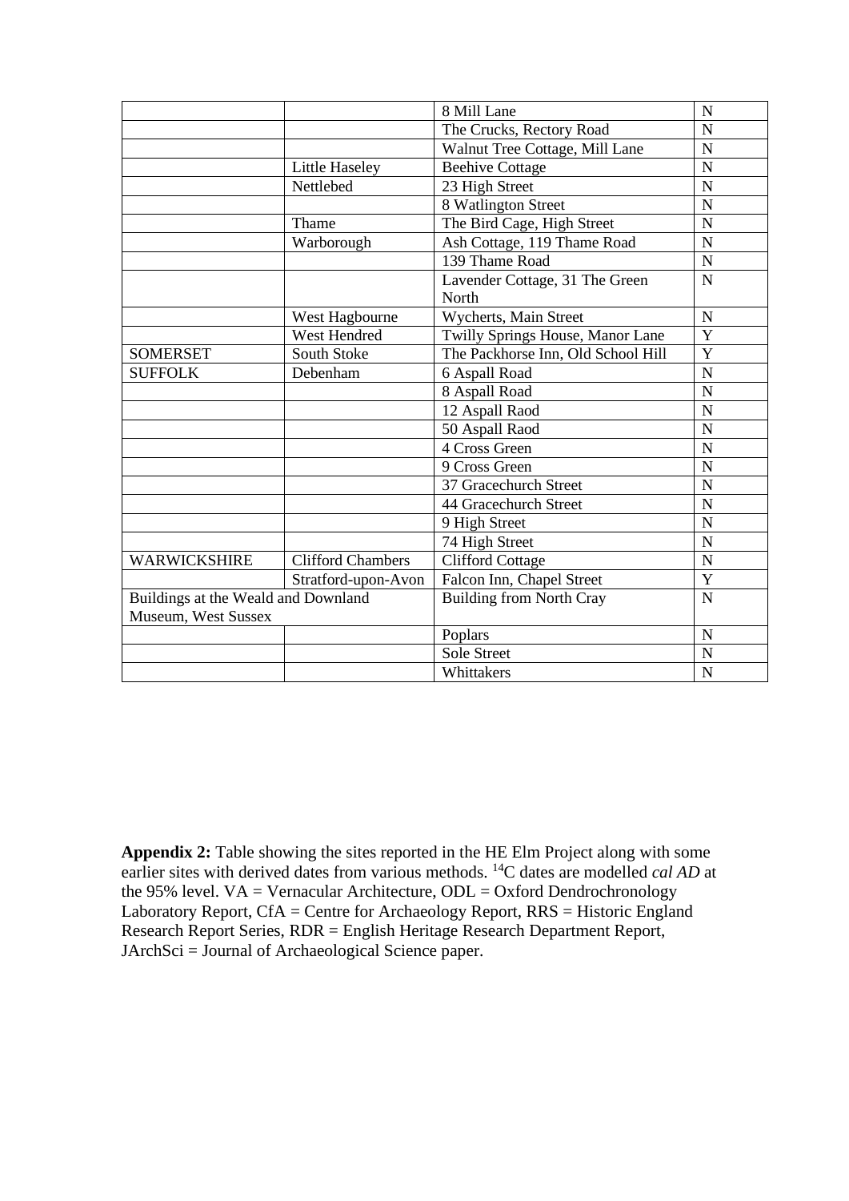| | | 8 Mill Lane | N |
|---|---|---|---|
| | | The Crucks, Rectory Road | N |
| | | Walnut Tree Cottage, Mill Lane | N |
| | Little Haseley | Beehive Cottage | N |
| | Nettlebed | 23 High Street | N |
| | | 8 Watlington Street | N |
| | Thame | The Bird Cage, High Street | N |
| | Warborough | Ash Cottage, 119 Thame Road | N |
| | | 139 Thame Road | N |
| | | Lavender Cottage, 31 The Green North | N |
| | West Hagbourne | Wycherts, Main Street | N |
| | West Hendred | Twilly Springs House, Manor Lane | Y |
| SOMERSET | South Stoke | The Packhorse Inn, Old School Hill | Y |
| SUFFOLK | Debenham | 6 Aspall Road | N |
| | | 8 Aspall Road | N |
| | | 12 Aspall Raod | N |
| | | 50 Aspall Raod | N |
| | | 4 Cross Green | N |
| | | 9 Cross Green | N |
| | | 37 Gracechurch Street | N |
| | | 44 Gracechurch Street | N |
| | | 9 High Street | N |
| | | 74 High Street | N |
| WARWICKSHIRE | Clifford Chambers | Clifford Cottage | N |
| | Stratford-upon-Avon | Falcon Inn, Chapel Street | Y |
| Buildings at the Weald and Downland Museum, West Sussex | | Building from North Cray | N |
| | | Poplars | N |
| | | Sole Street | N |
| | | Whittakers | N |

**Appendix 2:** Table showing the sites reported in the HE Elm Project along with some earlier sites with derived dates from various methods. $^{14}C$ dates are modelled *cal AD* at the 95% level. VA = Vernacular Architecture, ODL = Oxford Dendrochronology Laboratory Report, CfA = Centre for Archaeology Report, RRS = Historic England Research Report Series, RDR = English Heritage Research Department Report, JArchSci = Journal of Archaeological Science paper.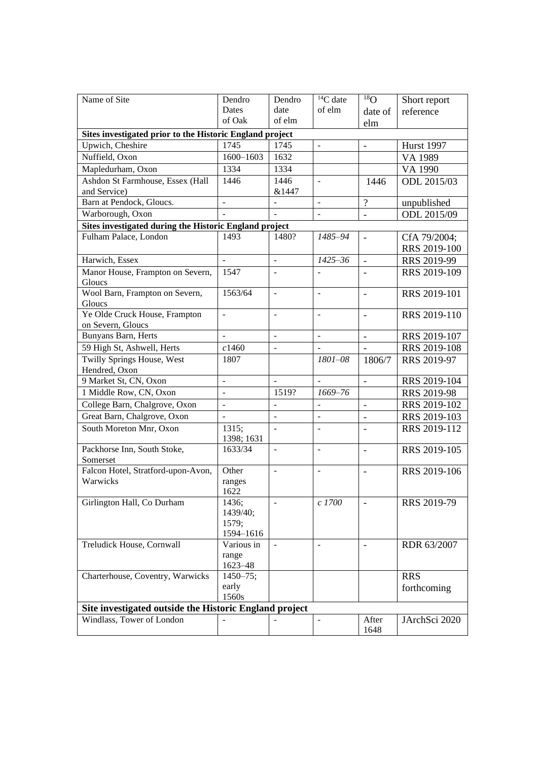| Name of Site | Dendro Dates of Oak | Dendro date of elm | $^{14}C$ date of elm | $^{18}O$ date of elm | Short report reference |
|---|---|---|---|---|---|
| **Sites investigated prior to the Historic England project** | | | | | |
| Upwich, Cheshire | 1745 | 1745 | - | - | Hurst 1997 |
| Nuffield, Oxon | 1600–1603 | 1632 | | | VA 1989 |
| Mapledurham, Oxon | 1334 | 1334 | | | VA 1990 |
| Ashdon St Farmhouse, Essex (Hall and Service) | 1446 | 1446 &1447 | - | 1446 | ODL 2015/03 |
| Barn at Pendock, Gloucs. | - | - | - | ? | unpublished |
| Warborough, Oxon | - | - | - | - | ODL 2015/09 |
| **Sites investigated during the Historic England project** | | | | | |
| Fulham Palace, London | 1493 | 1480? | *1485–94* | - | CfA 79/2004; RRS 2019-100 |
| Harwich, Essex | - | - | *1425–36* | - | RRS 2019-99 |
| Manor House, Frampton on Severn, Gloucs | 1547 | - | - | - | RRS 2019-109 |
| Wool Barn, Frampton on Severn, Gloucs | 1563/64 | - | - | - | RRS 2019-101 |
| Ye Olde Cruck House, Frampton on Severn, Gloucs | - | - | - | - | RRS 2019-110 |
| Bunyans Barn, Herts | - | - | - | - | RRS 2019-107 |
| 59 High St, Ashwell, Herts | *c*1460 | - | - | - | RRS 2019-108 |
| Twilly Springs House, West Hendred, Oxon | 1807 | | *1801–08* | 1806/7 | RRS 2019-97 |
| 9 Market St, CN, Oxon | - | - | - | - | RRS 2019-104 |
| 1 Middle Row, CN, Oxon | - | 1519? | *1669–76* | | RRS 2019-98 |
| College Barn, Chalgrove, Oxon | - | - | - | - | RRS 2019-102 |
| Great Barn, Chalgrove, Oxon | - | - | - | - | RRS 2019-103 |
| South Moreton Mnr, Oxon | 1315; 1398; 1631 | - | - | - | RRS 2019-112 |
| Packhorse Inn, South Stoke, Somerset | 1633/34 | - | - | - | RRS 2019-105 |
| Falcon Hotel, Stratford-upon-Avon, Warwicks | Other ranges 1622 | - | - | - | RRS 2019-106 |
| Girlington Hall, Co Durham | 1436; 1439/40; 1579; 1594–1616 | - | *c 1700* | - | RRS 2019-79 |
| Treludick House, Cornwall | Various in range 1623–48 | - | - | - | RDR 63/2007 |
| Charterhouse, Coventry, Warwicks | 1450–75; early 1560s | | | | RRS forthcoming |
| **Site investigated outside the Historic England project** | | | | | |
| Windlass, Tower of London | - | - | - | After 1648 | JArchSci 2020 |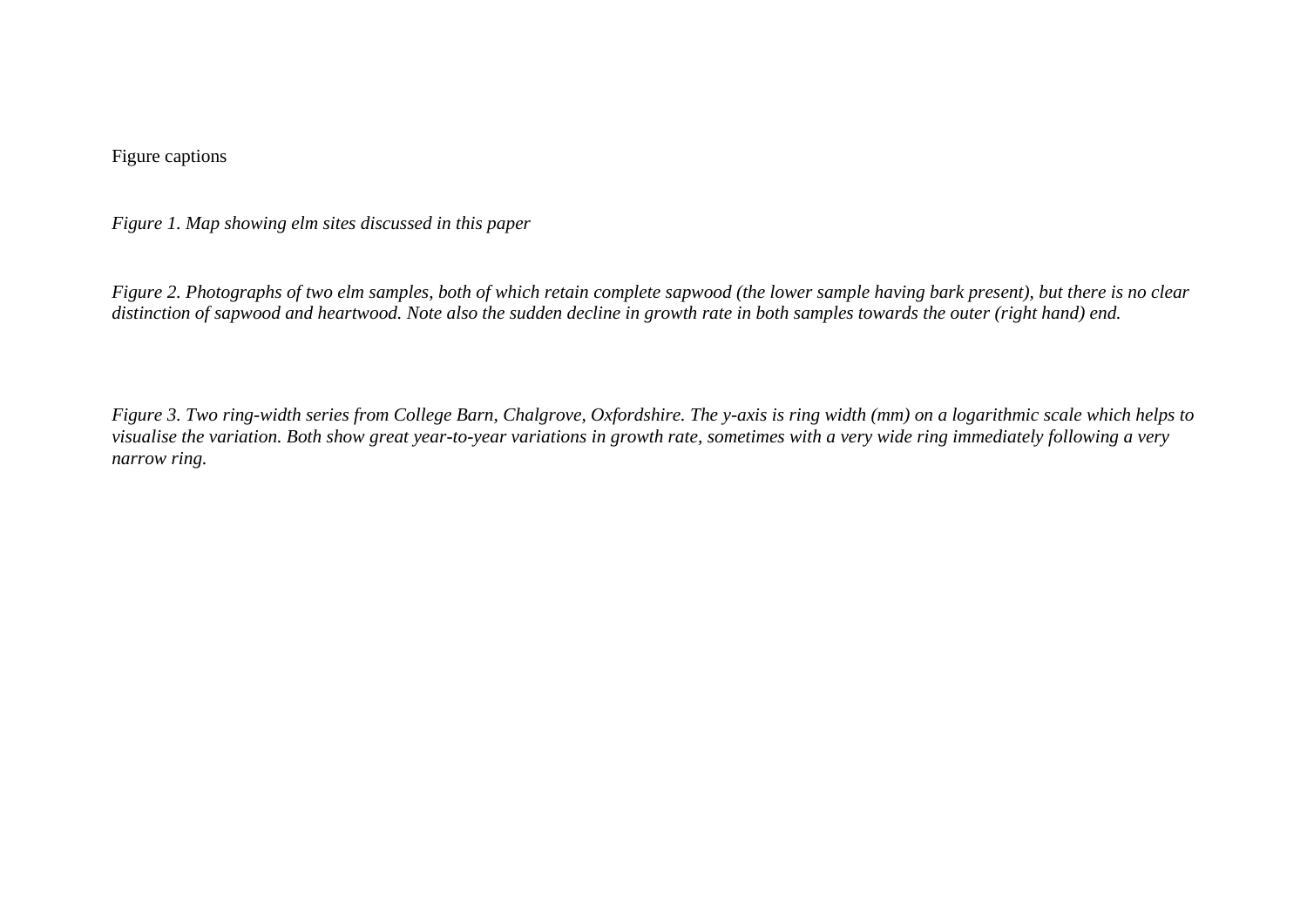Figure captions

*Figure 1. Map showing elm sites discussed in this paper*

*Figure 2. Photographs of two elm samples, both of which retain complete sapwood (the lower sample having bark present), but there is no clear distinction of sapwood and heartwood. Note also the sudden decline in growth rate in both samples towards the outer (right hand) end.*

*Figure 3. Two ring-width series from College Barn, Chalgrove, Oxfordshire. The y-axis is ring width (mm) on a logarithmic scale which helps to visualise the variation. Both show great year-to-year variations in growth rate, sometimes with a very wide ring immediately following a very narrow ring.*